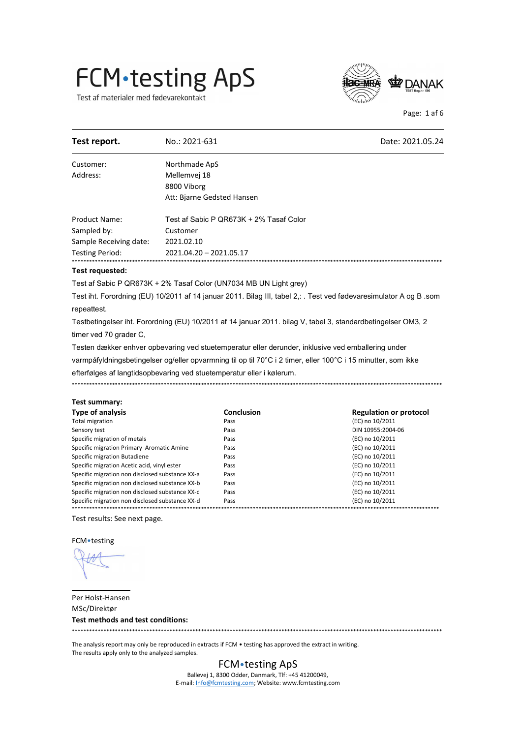# FCM•testing ApS

Test af materialer med fødevarekontakt

| | | |
|---|---|---|
| **Test report.** | No.: 2021-631 | Date: 2021.05.24 |

| | |
|---|---|
| Customer: | Northmade ApS |
| Address: | Mellemvej 18 |
| | 8800 Viborg |
| | Att: Bjarne Gedsted Hansen |
| Product Name: | Test af Sabic P QR673K + 2% Tasaf Color |
| Sampled by: | Customer |
| Sample Receiving date: | 2021.02.10 |
| Testing Period: | 2021.04.20 – 2021.05.17 |

************************************************************************************************************************

**Test requested:**

Test af Sabic P QR673K + 2% Tasaf Color (UN7034 MB UN Light grey)

Test iht. Forordning (EU) 10/2011 af 14 januar 2011. Bilag III, tabel 2,: . Test ved fødevaresimulator A og B .som repeattest.

Testbetingelser iht. Forordning (EU) 10/2011 af 14 januar 2011. bilag V, tabel 3, standardbetingelser OM3, 2 timer ved 70 grader C,

Testen dækker enhver opbevaring ved stuetemperatur eller derunder, inklusive ved emballering under varmpåfyldningsbetingelser og/eller opvarmning til op til 70°C i 2 timer, eller 100°C i 15 minutter, som ikke efterfølges af langtidsopbevaring ved stuetemperatur eller i kølerum.

************************************************************************************************************************

**Test summary:**

| **Type of analysis** | **Conclusion** | **Regulation or protocol** |
|---|---|---|
| Total migration | Pass | (EC) no 10/2011 |
| Sensory test | Pass | DIN 10955:2004-06 |
| Specific migration of metals | Pass | (EC) no 10/2011 |
| Specific migration Primary Aromatic Amine | Pass | (EC) no 10/2011 |
| Specific migration Butadiene | Pass | (EC) no 10/2011 |
| Specific migration Acetic acid, vinyl ester | Pass | (EC) no 10/2011 |
| Specific migration non disclosed substance XX-a | Pass | (EC) no 10/2011 |
| Specific migration non disclosed substance XX-b | Pass | (EC) no 10/2011 |
| Specific migration non disclosed substance XX-c | Pass | (EC) no 10/2011 |
| Specific migration non disclosed substance XX-d | Pass | (EC) no 10/2011 |

************************************************************************************************************************

Test results: See next page.

FCM•testing

Per Holst-Hansen
MSc/Direktør

**Test methods and test conditions:**

************************************************************************************************************************

The analysis report may only be reproduced in extracts if FCM • testing has approved the extract in writing.
The results apply only to the analyzed samples.

FCM•testing ApS
Ballevej 1, 8300 Odder, Danmark, Tlf: +45 41200049,
E-mail: Info@fcmtesting.com; Website: www.fcmtesting.com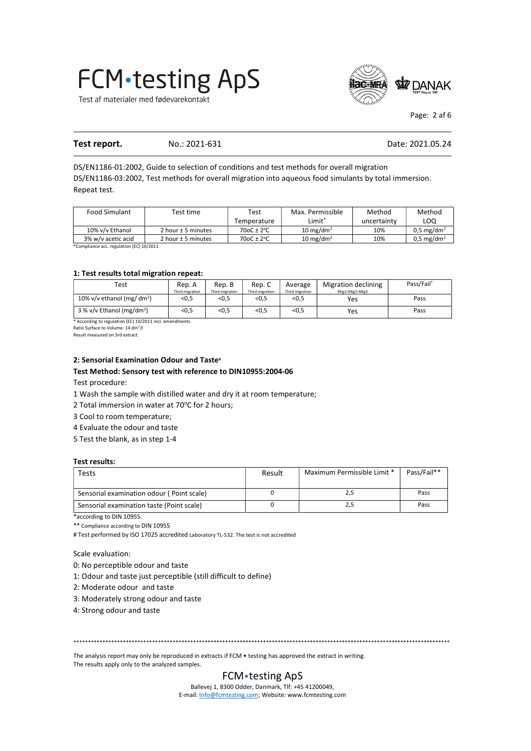# FCM•testing ApS

Test af materialer med fødevarekontakt

**Test report.** No.: 2021-631 Date: 2021.05.24

DS/EN1186-01:2002, Guide to selection of conditions and test methods for overall migration
DS/EN1186-03:2002, Test methods for overall migration into aqueous food simulants by total immersion.
Repeat test.

| Food Simulant | Test time | Test Temperature | Max. Permissible Limit* | Method uncertainty | Method LOQ |
|---|---|---|---|---|---|
| 10% v/v Ethanol | 2 hour ± 5 minutes | 70oC ± 2°C | 10 mg/dm$^2$ | 10% | 0,5 mg/dm$^2$ |
| 3% w/v acetic acid | 2 hour ± 5 minutes | 70oC ± 2°C | 10 mg/dm$^2$ | 10% | 0,5 mg/dm$^2$ |

*Compliance acc. regulation (EC) 10/2011

### 1: Test results total migration repeat:

| Test | Rep. A Third migration | Rep. B Third migration | Rep. C Third migration | Average Third migration | Migration declining Mig1>Mig2>Mig3 | Pass/Fail* |
|---|---|---|---|---|---|---|
| 10% v/v ethanol (mg/ dm$^2$) | <0,5 | <0,5 | <0,5 | <0,5 | Yes | Pass |
| 3 % v/v Ethanol (mg/dm$^2$) | <0,5 | <0,5 | <0,5 | <0,5 | Yes | Pass |

* According to regulation (EC) 10/2011 incl. amendments
Ratio Surface to Volume: 14 dm$^2$/l
Result measured on 3rd extract.

### 2: Sensorial Examination Odour and Taste#

**Test Method: Sensory test with reference to DIN10955:2004-06**

Test procedure:

1 Wash the sample with distilled water and dry it at room temperature;
2 Total immersion in water at 70°C for 2 hours;
3 Cool to room temperature;
4 Evaluate the odour and taste
5 Test the blank, as in step 1-4

**Test results:**

| Tests | Result | Maximum Permissible Limit * | Pass/Fail** |
|---|---|---|---|
| Sensorial examination odour ( Point scale) | 0 | 2,5 | Pass |
| Sensorial examination taste (Point scale) | 0 | 2,5 | Pass |

*according to DIN 10955.

** Compliance according to DIN 10955

# Test performed by ISO 17025 accredited Laboratory TL-532. The test is not accredited

Scale evaluation:

0: No perceptible odour and taste
1: Odour and taste just perceptible (still difficult to define)
2: Moderate odour and taste
3: Moderately strong odour and taste
4: Strong odour and taste

The analysis report may only be reproduced in extracts if FCM • testing has approved the extract in writing.
The results apply only to the analyzed samples.

FCM•testing ApS
Ballevej 1, 8300 Odder, Danmark, Tlf: +45 41200049,
E-mail: Info@fcmtesting.com; Website: www.fcmtesting.com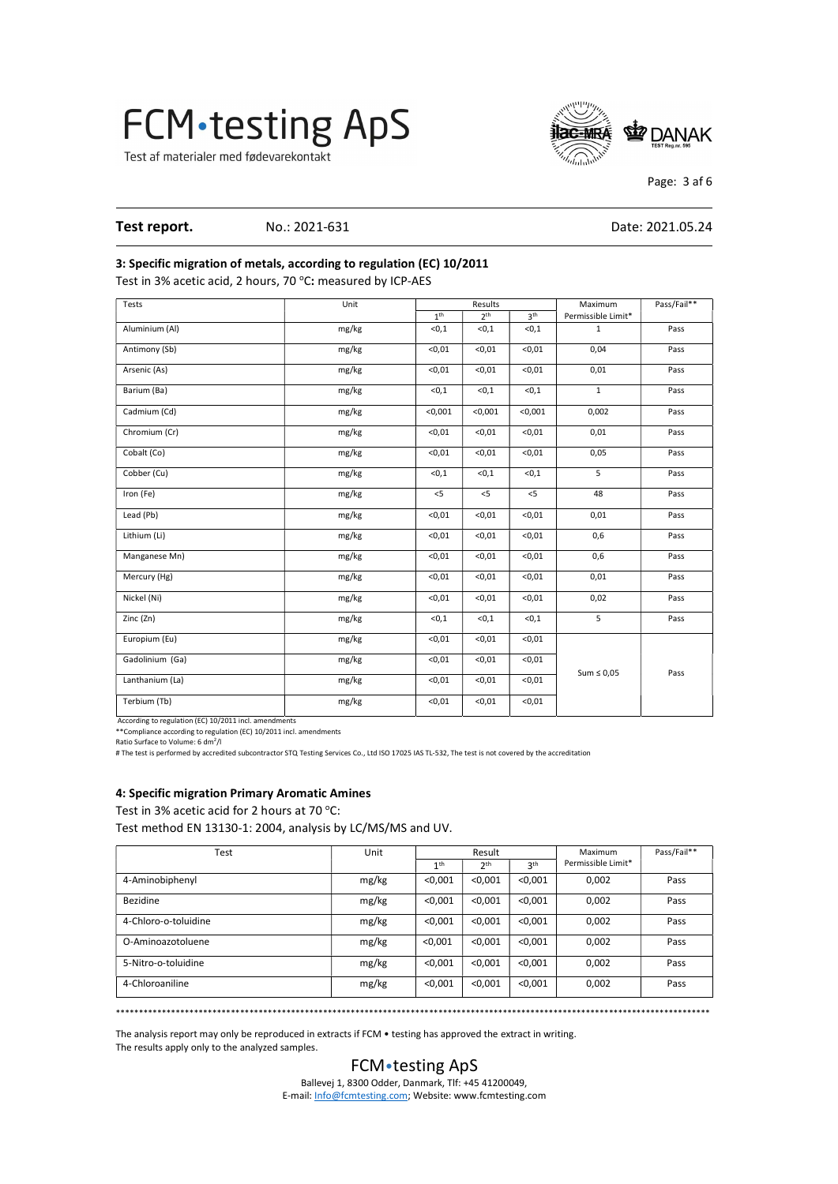**Test report.** No.: 2021-631 Date: 2021.05.24

### 3: Specific migration of metals, according to regulation (EC) 10/2011

Test in 3% acetic acid, 2 hours, 70 °C**:** measured by ICP-AES

| Tests | Unit | Results | | | Maximum Permissible Limit* | Pass/Fail** |
|---|---|---|---|---|---|---|
| | | 1th | 2th | 3th | | |
| Aluminium (Al) | mg/kg | <0,1 | <0,1 | <0,1 | 1 | Pass |
| Antimony (Sb) | mg/kg | <0,01 | <0,01 | <0,01 | 0,04 | Pass |
| Arsenic (As) | mg/kg | <0,01 | <0,01 | <0,01 | 0,01 | Pass |
| Barium (Ba) | mg/kg | <0,1 | <0,1 | <0,1 | 1 | Pass |
| Cadmium (Cd) | mg/kg | <0,001 | <0,001 | <0,001 | 0,002 | Pass |
| Chromium (Cr) | mg/kg | <0,01 | <0,01 | <0,01 | 0,01 | Pass |
| Cobalt (Co) | mg/kg | <0,01 | <0,01 | <0,01 | 0,05 | Pass |
| Cobber (Cu) | mg/kg | <0,1 | <0,1 | <0,1 | 5 | Pass |
| Iron (Fe) | mg/kg | <5 | <5 | <5 | 48 | Pass |
| Lead (Pb) | mg/kg | <0,01 | <0,01 | <0,01 | 0,01 | Pass |
| Lithium (Li) | mg/kg | <0,01 | <0,01 | <0,01 | 0,6 | Pass |
| Manganese Mn) | mg/kg | <0,01 | <0,01 | <0,01 | 0,6 | Pass |
| Mercury (Hg) | mg/kg | <0,01 | <0,01 | <0,01 | 0,01 | Pass |
| Nickel (Ni) | mg/kg | <0,01 | <0,01 | <0,01 | 0,02 | Pass |
| Zinc (Zn) | mg/kg | <0,1 | <0,1 | <0,1 | 5 | Pass |
| Europium (Eu) | mg/kg | <0,01 | <0,01 | <0,01 | Sum ≤ 0,05 | Pass |
| Gadolinium (Ga) | mg/kg | <0,01 | <0,01 | <0,01 | | |
| Lanthanium (La) | mg/kg | <0,01 | <0,01 | <0,01 | | |
| Terbium (Tb) | mg/kg | <0,01 | <0,01 | <0,01 | | |

According to regulation (EC) 10/2011 incl. amendments

**Compliance according to regulation (EC) 10/2011 incl. amendments

Ratio Surface to Volume: 6 dm²/l

# The test is performed by accredited subcontractor STQ Testing Services Co., Ltd ISO 17025 IAS TL-532, The test is not covered by the accreditation

### 4: Specific migration Primary Aromatic Amines

Test in 3% acetic acid for 2 hours at 70 °C:

Test method EN 13130-1: 2004, analysis by LC/MS/MS and UV.

| Test | Unit | Result | | | Maximum Permissible Limit* | Pass/Fail** |
|---|---|---|---|---|---|---|
| | | 1th | 2th | 3th | | |
| 4-Aminobiphenyl | mg/kg | <0,001 | <0,001 | <0,001 | 0,002 | Pass |
| Bezidine | mg/kg | <0,001 | <0,001 | <0,001 | 0,002 | Pass |
| 4-Chloro-o-toluidine | mg/kg | <0,001 | <0,001 | <0,001 | 0,002 | Pass |
| O-Aminoazotoluene | mg/kg | <0,001 | <0,001 | <0,001 | 0,002 | Pass |
| 5-Nitro-o-toluidine | mg/kg | <0,001 | <0,001 | <0,001 | 0,002 | Pass |
| 4-Chloroaniline | mg/kg | <0,001 | <0,001 | <0,001 | 0,002 | Pass |

***

The analysis report may only be reproduced in extracts if FCM • testing has approved the extract in writing.
The results apply only to the analyzed samples.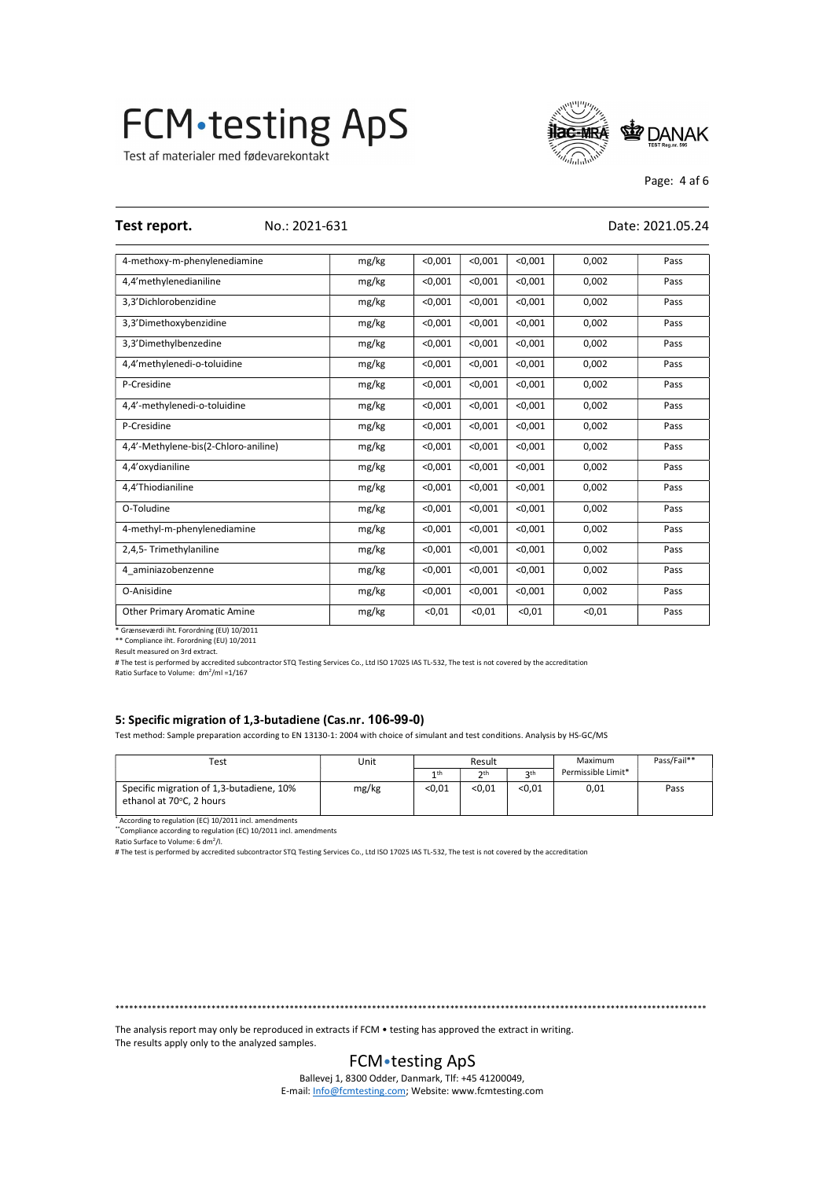**Test report.** No.: 2021-631 Date: 2021.05.24

| | | | | | | |
|---|---|---|---|---|---|---|
| 4-methoxy-m-phenylenediamine | mg/kg | <0,001 | <0,001 | <0,001 | 0,002 | Pass |
| 4,4'methylenedianiline | mg/kg | <0,001 | <0,001 | <0,001 | 0,002 | Pass |
| 3,3'Dichlorobenzidine | mg/kg | <0,001 | <0,001 | <0,001 | 0,002 | Pass |
| 3,3'Dimethoxybenzidine | mg/kg | <0,001 | <0,001 | <0,001 | 0,002 | Pass |
| 3,3'Dimethylbenzedine | mg/kg | <0,001 | <0,001 | <0,001 | 0,002 | Pass |
| 4,4'methylenedi-o-toluidine | mg/kg | <0,001 | <0,001 | <0,001 | 0,002 | Pass |
| P-Cresidine | mg/kg | <0,001 | <0,001 | <0,001 | 0,002 | Pass |
| 4,4'-methylenedi-o-toluidine | mg/kg | <0,001 | <0,001 | <0,001 | 0,002 | Pass |
| P-Cresidine | mg/kg | <0,001 | <0,001 | <0,001 | 0,002 | Pass |
| 4,4'-Methylene-bis(2-Chloro-aniline) | mg/kg | <0,001 | <0,001 | <0,001 | 0,002 | Pass |
| 4,4'oxydianiline | mg/kg | <0,001 | <0,001 | <0,001 | 0,002 | Pass |
| 4,4'Thiodianiline | mg/kg | <0,001 | <0,001 | <0,001 | 0,002 | Pass |
| O-Toludine | mg/kg | <0,001 | <0,001 | <0,001 | 0,002 | Pass |
| 4-methyl-m-phenylenediamine | mg/kg | <0,001 | <0,001 | <0,001 | 0,002 | Pass |
| 2,4,5- Trimethylaniline | mg/kg | <0,001 | <0,001 | <0,001 | 0,002 | Pass |
| 4_aminiazobenzenne | mg/kg | <0,001 | <0,001 | <0,001 | 0,002 | Pass |
| O-Anisidine | mg/kg | <0,001 | <0,001 | <0,001 | 0,002 | Pass |
| Other Primary Aromatic Amine | mg/kg | <0,01 | <0,01 | <0,01 | <0,01 | Pass |

* Grænseværdi iht. Forordning (EU) 10/2011
** Compliance iht. Forordning (EU) 10/2011
Result measured on 3rd extract.
# The test is performed by accredited subcontractor STQ Testing Services Co., Ltd ISO 17025 IAS TL-532, The test is not covered by the accreditation
Ratio Surface to Volume: $dm^2/ml = 1/167$

### 5: Specific migration of 1,3-butadiene (Cas.nr. 106-99-0)

Test method: Sample preparation according to EN 13130-1: 2004 with choice of simulant and test conditions. Analysis by HS-GC/MS

| Test | Unit | Result | | | Maximum Permissible Limit* | Pass/Fail** |
|---|---|---|---|---|---|---|
| | | 1th | 2th | 3th | | |
| Specific migration of 1,3-butadiene, 10% ethanol at 70°C, 2 hours | mg/kg | <0,01 | <0,01 | <0,01 | 0,01 | Pass |

* According to regulation (EC) 10/2011 incl. amendments
** Compliance according to regulation (EC) 10/2011 incl. amendments
Ratio Surface to Volume: 6 $dm^2/l$.
# The test is performed by accredited subcontractor STQ Testing Services Co., Ltd ISO 17025 IAS TL-532, The test is not covered by the accreditation

The analysis report may only be reproduced in extracts if FCM • testing has approved the extract in writing.
The results apply only to the analyzed samples.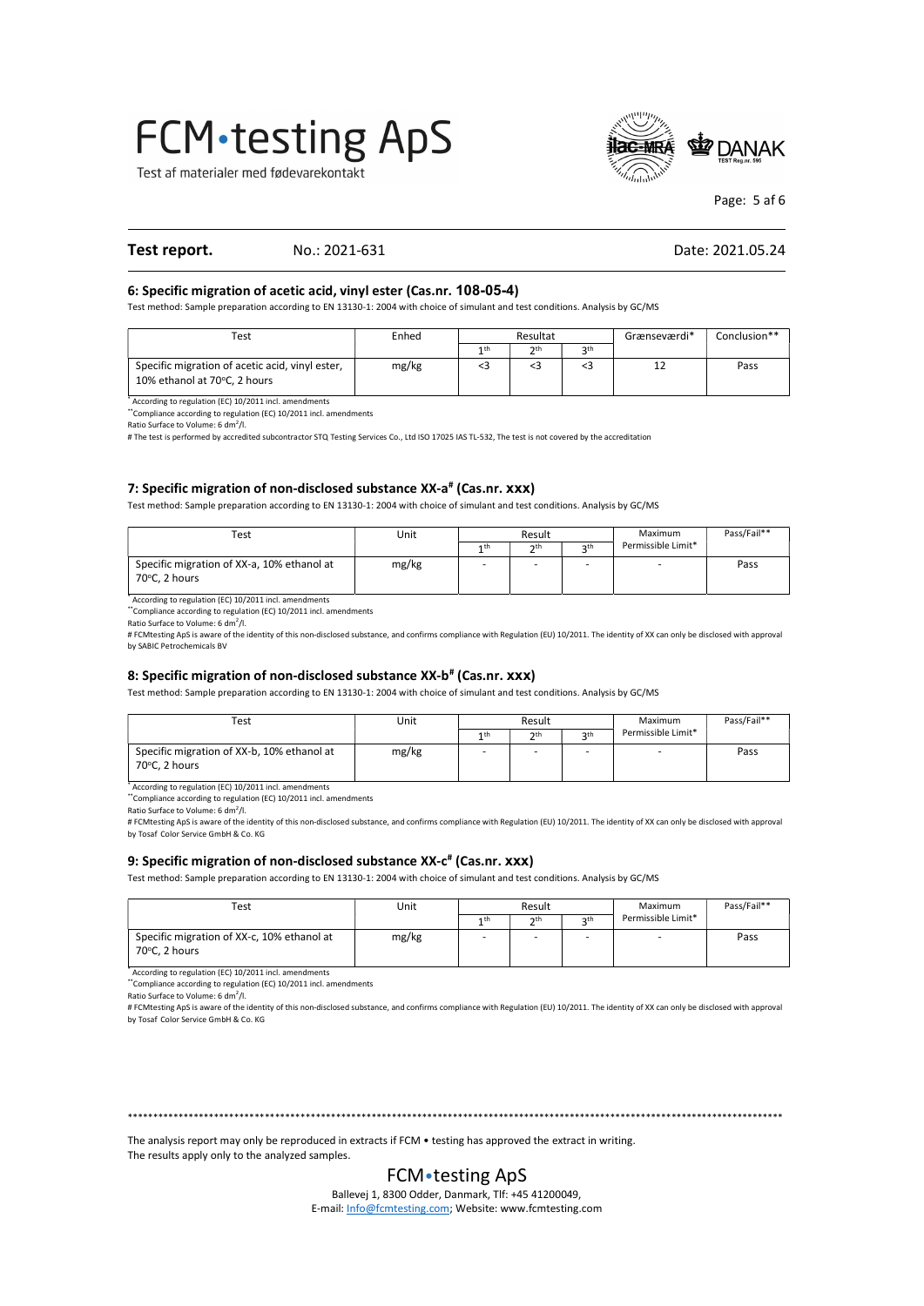**Test report.** No.: 2021-631 Date: 2021.05.24

## 6: Specific migration of acetic acid, vinyl ester (Cas.nr. 108-05-4)

Test method: Sample preparation according to EN 13130-1: 2004 with choice of simulant and test conditions. Analysis by GC/MS

| Test | Enhed | Resultat | | | Grænseværdi* | Conclusion** |
|---|---|---|---|---|---|---|
| | | 1th | 2th | 3th | | |
| Specific migration of acetic acid, vinyl ester, 10% ethanol at 70°C, 2 hours | mg/kg | <3 | <3 | <3 | 12 | Pass |

*According to regulation (EC) 10/2011 incl. amendments

**Compliance according to regulation (EC) 10/2011 incl. amendments

Ratio Surface to Volume: 6 $dm^2$/l.

# The test is performed by accredited subcontractor STQ Testing Services Co., Ltd ISO 17025 IAS TL-532, The test is not covered by the accreditation

## 7: Specific migration of non-disclosed substance XX-a# (Cas.nr. xxx)

Test method: Sample preparation according to EN 13130-1: 2004 with choice of simulant and test conditions. Analysis by GC/MS

| Test | Unit | Result | | | Maximum Permissible Limit* | Pass/Fail** |
|---|---|---|---|---|---|---|
| | | 1th | 2th | 3th | | |
| Specific migration of XX-a, 10% ethanol at 70°C, 2 hours | mg/kg | - | - | - | - | Pass |

*According to regulation (EC) 10/2011 incl. amendments

**Compliance according to regulation (EC) 10/2011 incl. amendments

Ratio Surface to Volume: 6 $dm^2$/l.

# FCMtesting ApS is aware of the identity of this non-disclosed substance, and confirms compliance with Regulation (EU) 10/2011. The identity of XX can only be disclosed with approval by SABIC Petrochemicals BV

## 8: Specific migration of non-disclosed substance XX-b# (Cas.nr. xxx)

Test method: Sample preparation according to EN 13130-1: 2004 with choice of simulant and test conditions. Analysis by GC/MS

| Test | Unit | Result | | | Maximum Permissible Limit* | Pass/Fail** |
|---|---|---|---|---|---|---|
| | | 1th | 2th | 3th | | |
| Specific migration of XX-b, 10% ethanol at 70°C, 2 hours | mg/kg | - | - | - | - | Pass |

*According to regulation (EC) 10/2011 incl. amendments

**Compliance according to regulation (EC) 10/2011 incl. amendments

Ratio Surface to Volume: 6 $dm^2$/l.

# FCMtesting ApS is aware of the identity of this non-disclosed substance, and confirms compliance with Regulation (EU) 10/2011. The identity of XX can only be disclosed with approval by Tosaf Color Service GmbH & Co. KG

## 9: Specific migration of non-disclosed substance XX-c# (Cas.nr. xxx)

Test method: Sample preparation according to EN 13130-1: 2004 with choice of simulant and test conditions. Analysis by GC/MS

| Test | Unit | Result | | | Maximum Permissible Limit* | Pass/Fail** |
|---|---|---|---|---|---|---|
| | | 1th | 2th | 3th | | |
| Specific migration of XX-c, 10% ethanol at 70°C, 2 hours | mg/kg | - | - | - | - | Pass |

*According to regulation (EC) 10/2011 incl. amendments

**Compliance according to regulation (EC) 10/2011 incl. amendments

Ratio Surface to Volume: 6 $dm^2$/l.

# FCMtesting ApS is aware of the identity of this non-disclosed substance, and confirms compliance with Regulation (EU) 10/2011. The identity of XX can only be disclosed with approval by Tosaf Color Service GmbH & Co. KG

The analysis report may only be reproduced in extracts if FCM • testing has approved the extract in writing.
The results apply only to the analyzed samples.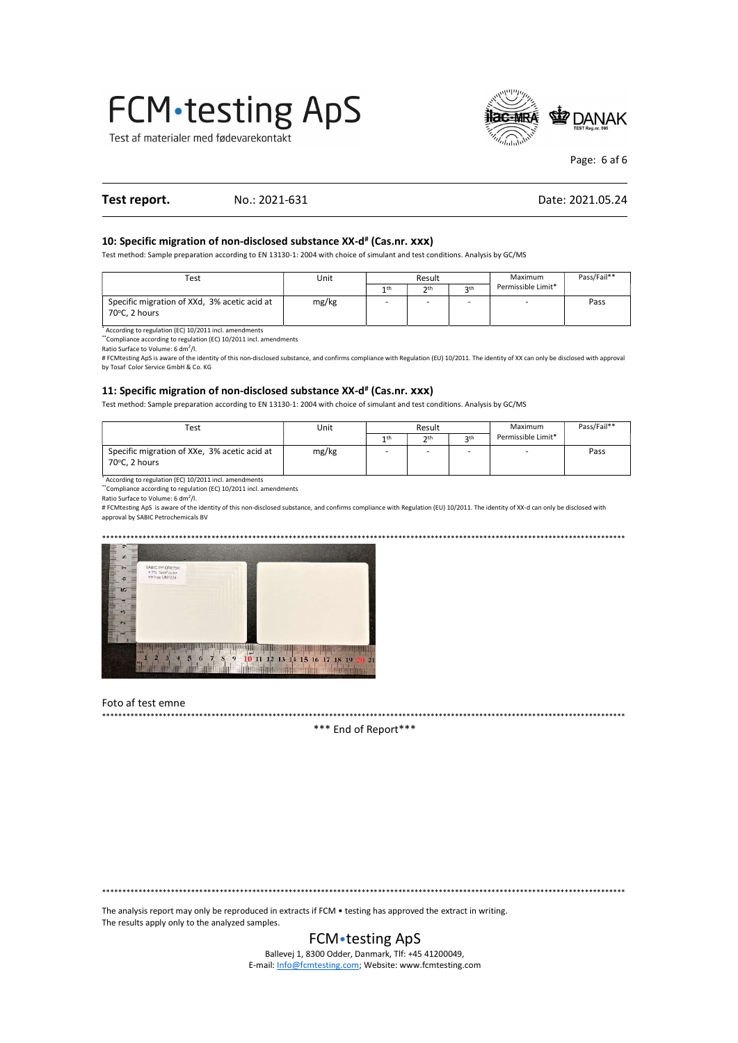**Test report.** No.: 2021-631 Date: 2021.05.24

### 10: Specific migration of non-disclosed substance XX-d# (Cas.nr. xxx)

Test method: Sample preparation according to EN 13130-1: 2004 with choice of simulant and test conditions. Analysis by GC/MS

| Test | Unit | Result | | | Maximum Permissible Limit* | Pass/Fail** |
|---|---|---|---|---|---|---|
| | | 1th | 2th | 3th | | |
| Specific migration of XXd, 3% acetic acid at 70°C, 2 hours | mg/kg | - | - | - | - | Pass |

\* According to regulation (EC) 10/2011 incl. amendments
\*\*Compliance according to regulation (EC) 10/2011 incl. amendments
Ratio Surface to Volume: 6 $dm^2$/l.
# FCMtesting ApS is aware of the identity of this non-disclosed substance, and confirms compliance with Regulation (EU) 10/2011. The identity of XX can only be disclosed with approval by Tosaf Color Service GmbH & Co. KG

### 11: Specific migration of non-disclosed substance XX-d# (Cas.nr. xxx)

Test method: Sample preparation according to EN 13130-1: 2004 with choice of simulant and test conditions. Analysis by GC/MS

| Test | Unit | Result | | | Maximum Permissible Limit* | Pass/Fail** |
|---|---|---|---|---|---|---|
| | | 1th | 2th | 3th | | |
| Specific migration of XXe, 3% acetic acid at 70°C, 2 hours | mg/kg | - | - | - | - | Pass |

\* According to regulation (EC) 10/2011 incl. amendments
\*\*Compliance according to regulation (EC) 10/2011 incl. amendments
Ratio Surface to Volume: 6 $dm^2$/l.
# FCMtesting ApS is aware of the identity of this non-disclosed substance, and confirms compliance with Regulation (EU) 10/2011. The identity of XX-d can only be disclosed with approval by SABIC Petrochemicals BV

Foto af test emne

\*\*\* End of Report\*\*\*

The analysis report may only be reproduced in extracts if FCM • testing has approved the extract in writing.
The results apply only to the analyzed samples.

FCM•testing ApS
Ballevej 1, 8300 Odder, Danmark, Tlf: +45 41200049,
E-mail: Info@fcmtesting.com; Website: www.fcmtesting.com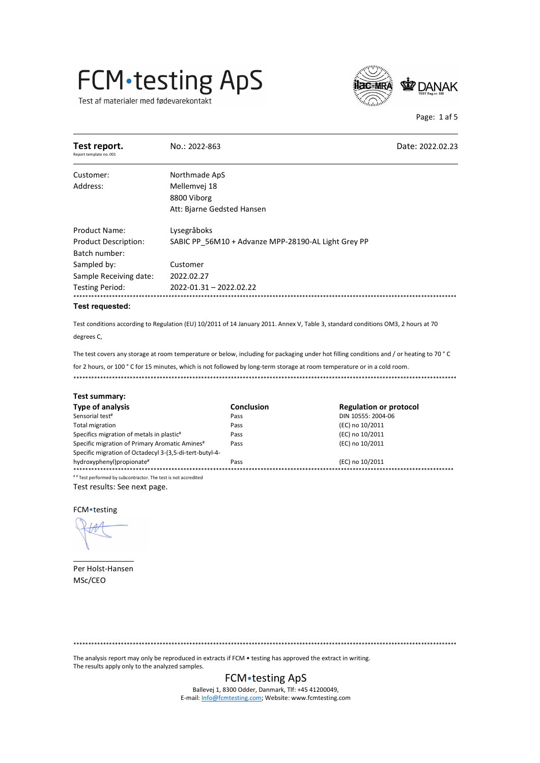# FCM•testing ApS

Test af materialer med fødevarekontakt

| | | |
|---|---|---|
| **Test report.** Report template no. 001 | No.: 2022-863 | Date: 2022.02.23 |

| | |
|---|---|
| Customer: | Northmade ApS |
| Address: | Mellemvej 18 |
| | 8800 Viborg |
| | Att: Bjarne Gedsted Hansen |
| Product Name: | Lysegråboks |
| Product Description: | SABIC PP_56M10 + Advanze MPP-28190-AL Light Grey PP |
| Batch number: | |
| Sampled by: | Customer |
| Sample Receiving date: | 2022.02.27 |
| Testing Period: | 2022-01.31 – 2022.02.22 |

**Test requested:**

Test conditions according to Regulation (EU) 10/2011 of 14 January 2011. Annex V, Table 3, standard conditions OM3, 2 hours at 70 degrees C,

The test covers any storage at room temperature or below, including for packaging under hot filling conditions and / or heating to 70 ° C for 2 hours, or 100 ° C for 15 minutes, which is not followed by long-term storage at room temperature or in a cold room.

**Test summary:**

| Type of analysis | Conclusion | Regulation or protocol |
|---|---|---|
| Sensorial test# | Pass | DIN 10555: 2004-06 |
| Total migration | Pass | (EC) no 10/2011 |
| Specifics migration of metals in plastic# | Pass | (EC) no 10/2011 |
| Specific migration of Primary Aromatic Amines# | Pass | (EC) no 10/2011 |
| Specific migration of Octadecyl 3-(3,5-di-tert-butyl-4-hydroxyphenyl)propionate# | Pass | (EC) no 10/2011 |

"#" Test performed by subcontractor. The test is not accredited

Test results: See next page.

FCM•testing

Per Holst-Hansen
MSc/CEO

The analysis report may only be reproduced in extracts if FCM • testing has approved the extract in writing.
The results apply only to the analyzed samples.

FCM•testing ApS
Ballevej 1, 8300 Odder, Danmark, Tlf: +45 41200049,
E-mail: Info@fcmtesting.com; Website: www.fcmtesting.com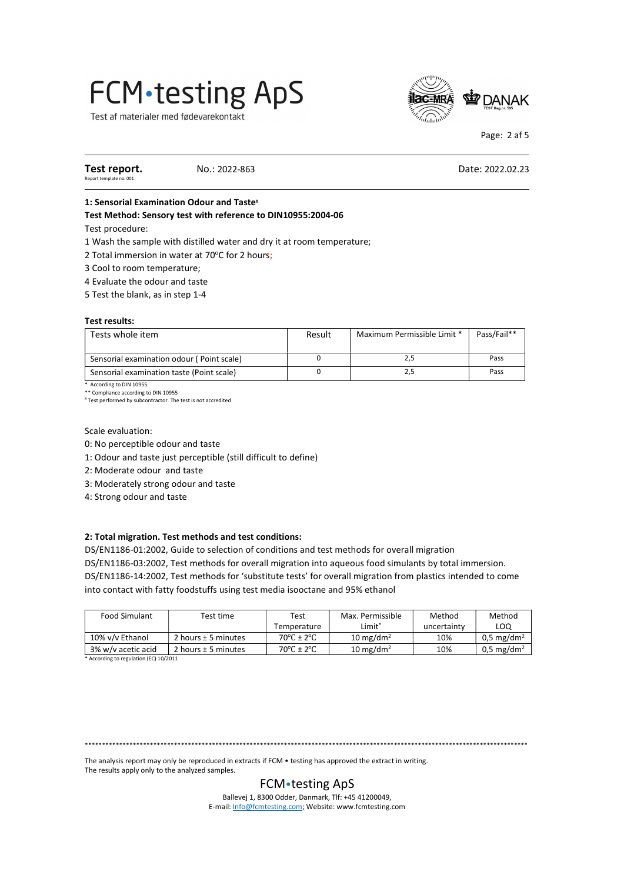**Test report.** No.: 2022-863 Date: 2022.02.23

Report template no. 001

**1: Sensorial Examination Odour and Taste[#]**

**Test Method: Sensory test with reference to DIN10955:2004-06**

Test procedure:

1 Wash the sample with distilled water and dry it at room temperature;

2 Total immersion in water at 70°C for 2 hours;

3 Cool to room temperature;

4 Evaluate the odour and taste

5 Test the blank, as in step 1-4

**Test results:**

| Tests whole item | Result | Maximum Permissible Limit * | Pass/Fail** |
|---|---|---|---|
| Sensorial examination odour ( Point scale) | 0 | 2,5 | Pass |
| Sensorial examination taste (Point scale) | 0 | 2,5 | Pass |

* According to DIN 10955.

** Compliance according to DIN 10955

[#] Test performed by subcontractor. The test is not accredited

Scale evaluation:

0: No perceptible odour and taste

1: Odour and taste just perceptible (still difficult to define)

2: Moderate odour and taste

3: Moderately strong odour and taste

4: Strong odour and taste

**2: Total migration. Test methods and test conditions:**

DS/EN1186-01:2002, Guide to selection of conditions and test methods for overall migration

DS/EN1186-03:2002, Test methods for overall migration into aqueous food simulants by total immersion.

DS/EN1186-14:2002, Test methods for 'substitute tests' for overall migration from plastics intended to come into contact with fatty foodstuffs using test media isooctane and 95% ethanol

| Food Simulant | Test time | Test Temperature | Max. Permissible Limit* | Method uncertainty | Method LOQ |
|---|---|---|---|---|---|
| 10% v/v Ethanol | 2 hours ± 5 minutes | 70°C ± 2°C | 10 mg/dm² | 10% | 0,5 mg/dm² |
| 3% w/v acetic acid | 2 hours ± 5 minutes | 70°C ± 2°C | 10 mg/dm² | 10% | 0,5 mg/dm² |

* According to regulation (EC) 10/2011

The analysis report may only be reproduced in extracts if FCM • testing has approved the extract in writing.
The results apply only to the analyzed samples.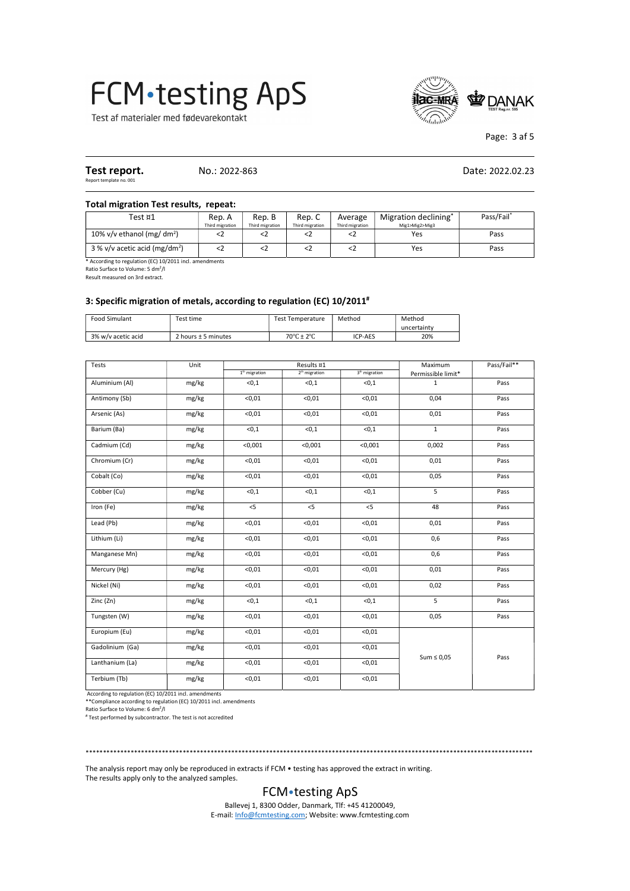**Test report.** No.: 2022-863 Date: 2022.02.23

Report template no. 001

### Total migration Test results, repeat:

| Test ¤1 | Rep. A Third migration | Rep. B Third migration | Rep. C Third migration | Average Third migration | Migration declining* Mig1>Mig2>Mig3 | Pass/Fail* |
|---|---|---|---|---|---|---|
| 10% v/v ethanol (mg/ $dm^2$) | <2 | <2 | <2 | <2 | Yes | Pass |
| 3 % v/v acetic acid (mg/$dm^2$) | <2 | <2 | <2 | <2 | Yes | Pass |

* According to regulation (EC) 10/2011 incl. amendments
Ratio Surface to Volume: 5 $dm^2$/l
Result measured on 3rd extract.

### 3: Specific migration of metals, according to regulation (EC) 10/2011#

| Food Simulant | Test time | Test Temperature | Method | Method uncertainty |
|---|---|---|---|---|
| 3% w/v acetic acid | 2 hours ± 5 minutes | 70°C ± 2°C | ICP-AES | 20% |

| Tests | Unit | Results ¤1 | | | Maximum Permissible limit* | Pass/Fail** |
|---|---|---|---|---|---|---|
| | | 1th migration | 2th migration | 3th migration | | |
| Aluminium (Al) | mg/kg | <0,1 | <0,1 | <0,1 | 1 | Pass |
| Antimony (Sb) | mg/kg | <0,01 | <0,01 | <0,01 | 0,04 | Pass |
| Arsenic (As) | mg/kg | <0,01 | <0,01 | <0,01 | 0,01 | Pass |
| Barium (Ba) | mg/kg | <0,1 | <0,1 | <0,1 | 1 | Pass |
| Cadmium (Cd) | mg/kg | <0,001 | <0,001 | <0,001 | 0,002 | Pass |
| Chromium (Cr) | mg/kg | <0,01 | <0,01 | <0,01 | 0,01 | Pass |
| Cobalt (Co) | mg/kg | <0,01 | <0,01 | <0,01 | 0,05 | Pass |
| Cobber (Cu) | mg/kg | <0,1 | <0,1 | <0,1 | 5 | Pass |
| Iron (Fe) | mg/kg | <5 | <5 | <5 | 48 | Pass |
| Lead (Pb) | mg/kg | <0,01 | <0,01 | <0,01 | 0,01 | Pass |
| Lithium (Li) | mg/kg | <0,01 | <0,01 | <0,01 | 0,6 | Pass |
| Manganese Mn) | mg/kg | <0,01 | <0,01 | <0,01 | 0,6 | Pass |
| Mercury (Hg) | mg/kg | <0,01 | <0,01 | <0,01 | 0,01 | Pass |
| Nickel (Ni) | mg/kg | <0,01 | <0,01 | <0,01 | 0,02 | Pass |
| Zinc (Zn) | mg/kg | <0,1 | <0,1 | <0,1 | 5 | Pass |
| Tungsten (W) | mg/kg | <0,01 | <0,01 | <0,01 | 0,05 | Pass |
| Europium (Eu) | mg/kg | <0,01 | <0,01 | <0,01 | Sum ≤ 0,05 | Pass |
| Gadolinium (Ga) | mg/kg | <0,01 | <0,01 | <0,01 | | |
| Lanthanium (La) | mg/kg | <0,01 | <0,01 | <0,01 | | |
| Terbium (Tb) | mg/kg | <0,01 | <0,01 | <0,01 | | |

According to regulation (EC) 10/2011 incl. amendments
**Compliance according to regulation (EC) 10/2011 incl. amendments
Ratio Surface to Volume: 6 $dm^2$/l
# Test performed by subcontractor. The test is not accredited

The analysis report may only be reproduced in extracts if FCM • testing has approved the extract in writing.
The results apply only to the analyzed samples.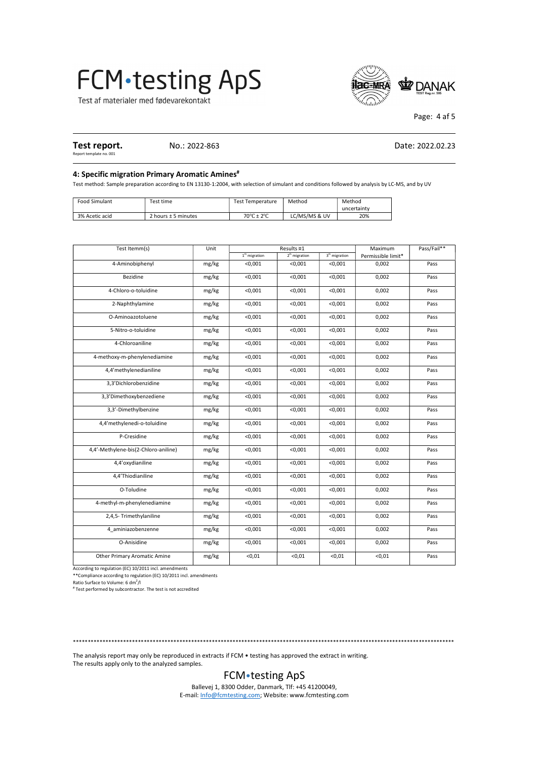**Test report.** No.: 2022-863 Date: 2022.02.23

Report template no. 001

### 4: Specific migration Primary Aromatic Amines#

Test method: Sample preparation according to EN 13130-1:2004, with selection of simulant and conditions followed by analysis by LC-MS, and by UV

| Food Simulant | Test time | Test Temperature | Method | Method uncertainty |
|---|---|---|---|---|
| 3% Acetic acid | 2 hours ± 5 minutes | 70°C ± 2°C | LC/MS/MS & UV | 20% |

| Test Itemm(s) | Unit | Results ¤1 | | | Maximum Permissible limit* | Pass/Fail** |
|---|---|---|---|---|---|---|
| | | 1th migration | 2th migration | 3th migration | | |
| 4-Aminobiphenyl | mg/kg | <0,001 | <0,001 | <0,001 | 0,002 | Pass |
| Bezidine | mg/kg | <0,001 | <0,001 | <0,001 | 0,002 | Pass |
| 4-Chloro-o-toluidine | mg/kg | <0,001 | <0,001 | <0,001 | 0,002 | Pass |
| 2-Naphthylamine | mg/kg | <0,001 | <0,001 | <0,001 | 0,002 | Pass |
| O-Aminoazotoluene | mg/kg | <0,001 | <0,001 | <0,001 | 0,002 | Pass |
| 5-Nitro-o-toluidine | mg/kg | <0,001 | <0,001 | <0,001 | 0,002 | Pass |
| 4-Chloroaniline | mg/kg | <0,001 | <0,001 | <0,001 | 0,002 | Pass |
| 4-methoxy-m-phenylenediamine | mg/kg | <0,001 | <0,001 | <0,001 | 0,002 | Pass |
| 4,4'methylenedianiline | mg/kg | <0,001 | <0,001 | <0,001 | 0,002 | Pass |
| 3,3'Dichlorobenzidine | mg/kg | <0,001 | <0,001 | <0,001 | 0,002 | Pass |
| 3,3'Dimethoxybenzediene | mg/kg | <0,001 | <0,001 | <0,001 | 0,002 | Pass |
| 3,3'-Dimethylbenzine | mg/kg | <0,001 | <0,001 | <0,001 | 0,002 | Pass |
| 4,4'methylenedi-o-toluidine | mg/kg | <0,001 | <0,001 | <0,001 | 0,002 | Pass |
| P-Cresidine | mg/kg | <0,001 | <0,001 | <0,001 | 0,002 | Pass |
| 4,4'-Methylene-bis(2-Chloro-aniline) | mg/kg | <0,001 | <0,001 | <0,001 | 0,002 | Pass |
| 4,4'oxydianiline | mg/kg | <0,001 | <0,001 | <0,001 | 0,002 | Pass |
| 4,4'Thiodianiline | mg/kg | <0,001 | <0,001 | <0,001 | 0,002 | Pass |
| O-Toludine | mg/kg | <0,001 | <0,001 | <0,001 | 0,002 | Pass |
| 4-methyl-m-phenylenediamine | mg/kg | <0,001 | <0,001 | <0,001 | 0,002 | Pass |
| 2,4,5- Trimethylaniline | mg/kg | <0,001 | <0,001 | <0,001 | 0,002 | Pass |
| 4_aminiazobenzenne | mg/kg | <0,001 | <0,001 | <0,001 | 0,002 | Pass |
| O-Anisidine | mg/kg | <0,001 | <0,001 | <0,001 | 0,002 | Pass |
| Other Primary Aromatic Amine | mg/kg | <0,01 | <0,01 | <0,01 | <0,01 | Pass |

According to regulation (EC) 10/2011 incl. amendments

**Compliance according to regulation (EC) 10/2011 incl. amendments

Ratio Surface to Volume: 6 $dm^2$/l

# Test performed by subcontractor. The test is not accredited

The analysis report may only be reproduced in extracts if FCM • testing has approved the extract in writing.
The results apply only to the analyzed samples.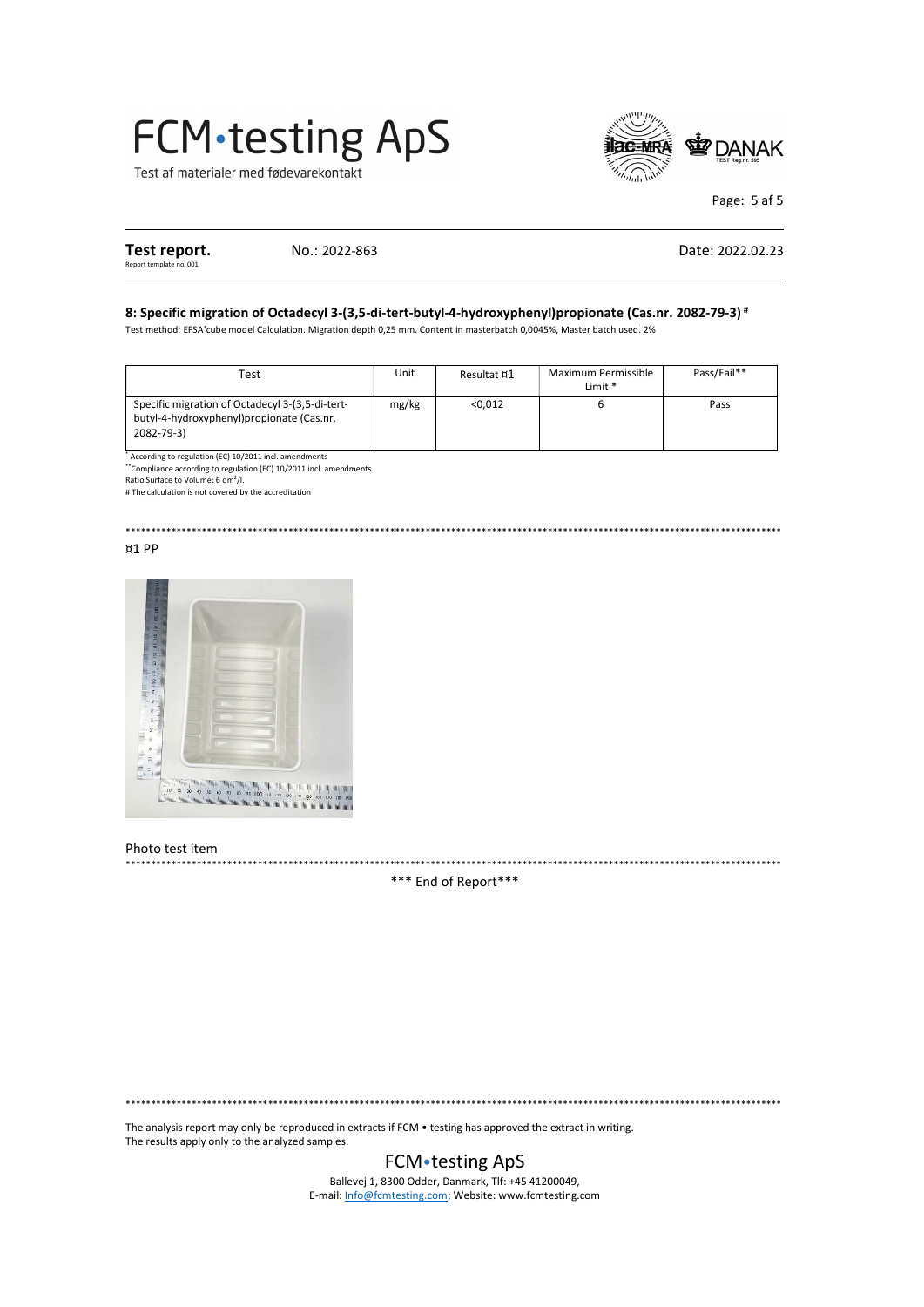**Test report.** No.: 2022-863 Date: 2022.02.23

Report template no. 001

### 8: Specific migration of Octadecyl 3-(3,5-di-tert-butyl-4-hydroxyphenyl)propionate (Cas.nr. 2082-79-3) #

Test method: EFSA'cube model Calculation. Migration depth 0,25 mm. Content in masterbatch 0,0045%, Master batch used. 2%

| Test | Unit | Resultat ¤1 | Maximum Permissible Limit * | Pass/Fail** |
|---|---|---|---|---|
| Specific migration of Octadecyl 3-(3,5-di-tert-butyl-4-hydroxyphenyl)propionate (Cas.nr. 2082-79-3) | mg/kg | <0,012 | 6 | Pass |

* According to regulation (EC) 10/2011 incl. amendments

** Compliance according to regulation (EC) 10/2011 incl. amendments

Ratio Surface to Volume: 6 $dm^2$/l.

# The calculation is not covered by the accreditation

¤1 PP

Photo test item

*** End of Report***

The analysis report may only be reproduced in extracts if FCM • testing has approved the extract in writing.
The results apply only to the analyzed samples.

FCM•testing ApS
Ballevej 1, 8300 Odder, Danmark, Tlf: +45 41200049,
E-mail: Info@fcmtesting.com; Website: www.fcmtesting.com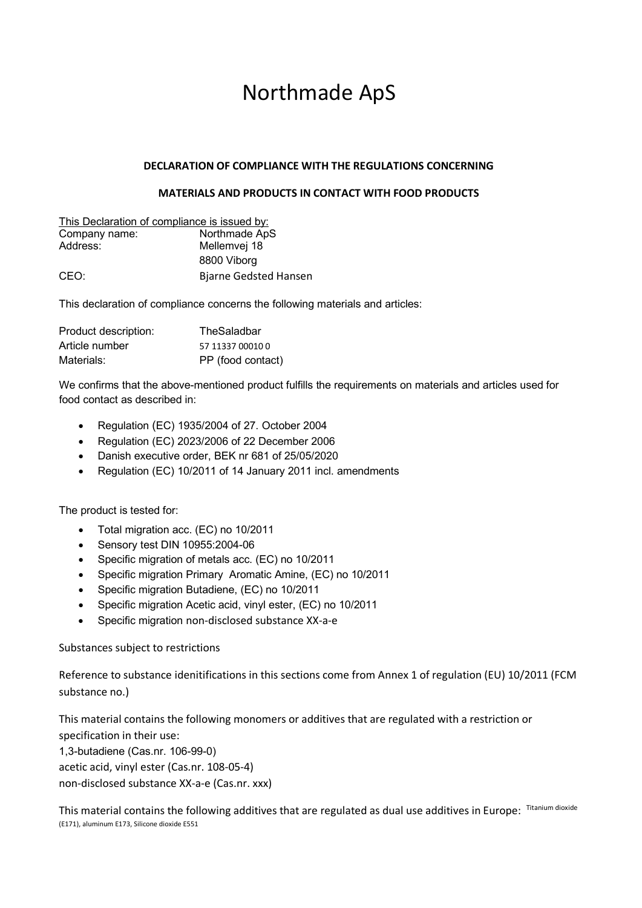# Northmade ApS

**DECLARATION OF COMPLIANCE WITH THE REGULATIONS CONCERNING**

**MATERIALS AND PRODUCTS IN CONTACT WITH FOOD PRODUCTS**

<u>This Declaration of compliance is issued by:</u>

| | |
|---|---|
| Company name: | Northmade ApS |
| Address: | Mellemvej 18 |
| | 8800 Viborg |
| CEO: | Bjarne Gedsted Hansen |

This declaration of compliance concerns the following materials and articles:

| | |
|---|---|
| Product description: | TheSaladbar |
| Article number | 57 11337 00010 0 |
| Materials: | PP (food contact) |

We confirms that the above-mentioned product fulfills the requirements on materials and articles used for food contact as described in:

- Regulation (EC) 1935/2004 of 27. October 2004
- Regulation (EC) 2023/2006 of 22 December 2006
- Danish executive order, BEK nr 681 of 25/05/2020
- Regulation (EC) 10/2011 of 14 January 2011 incl. amendments

The product is tested for:

- Total migration acc. (EC) no 10/2011
- Sensory test DIN 10955:2004-06
- Specific migration of metals acc. (EC) no 10/2011
- Specific migration Primary Aromatic Amine, (EC) no 10/2011
- Specific migration Butadiene, (EC) no 10/2011
- Specific migration Acetic acid, vinyl ester, (EC) no 10/2011
- Specific migration non-disclosed substance XX-a-e

Substances subject to restrictions

Reference to substance idenitifications in this sections come from Annex 1 of regulation (EU) 10/2011 (FCM substance no.)

This material contains the following monomers or additives that are regulated with a restriction or specification in their use:
1,3-butadiene (Cas.nr. 106-99-0)
acetic acid, vinyl ester (Cas.nr. 108-05-4)
non-disclosed substance XX-a-e (Cas.nr. xxx)

This material contains the following additives that are regulated as dual use additives in Europe: Titanium dioxide (E171), aluminum E173, Silicone dioxide E551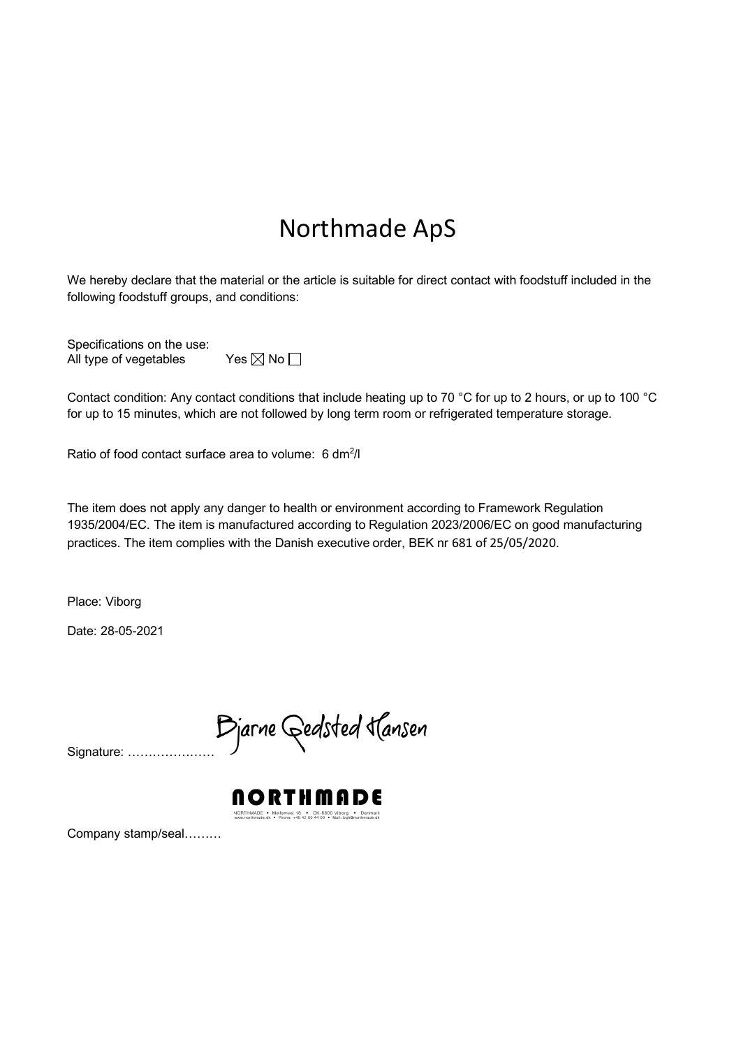# Northmade ApS

We hereby declare that the material or the article is suitable for direct contact with foodstuff included in the following foodstuff groups, and conditions:

Specifications on the use:
All type of vegetables Yes ☒ No ☐

Contact condition: Any contact conditions that include heating up to 70 °C for up to 2 hours, or up to 100 °C for up to 15 minutes, which are not followed by long term room or refrigerated temperature storage.

Ratio of food contact surface area to volume: 6 $dm^2$/l

The item does not apply any danger to health or environment according to Framework Regulation 1935/2004/EC. The item is manufactured according to Regulation 2023/2006/EC on good manufacturing practices. The item complies with the Danish executive order, BEK nr 681 of 25/05/2020.

Place: Viborg

Date: 28-05-2021

Signature: ………………… Bjarne Gedsted Hansen

NORTHMADE
NORTHMADE • Møllemvej 18 • DK-8800 Viborg • Danmark
www.northmade.dk • Phone: +45 42 60 44 00 • Mail: bgh@northmade.dk

Company stamp/seal………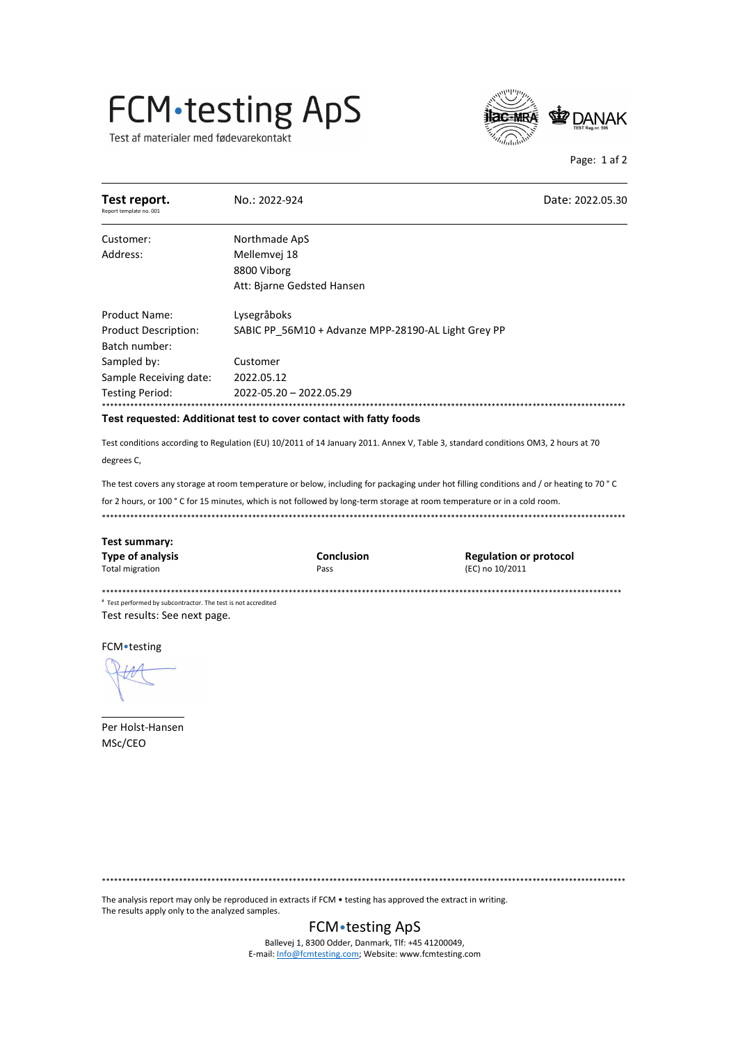# FCM•testing ApS

Test af materialer med fødevarekontakt

| **Test report.** Report template no. 001 | No.: 2022-924 | Date: 2022.05.30 |
|---|---|---|

| | |
|---|---|
| Customer: | Northmade ApS |
| Address: | Mellemvej 18 |
| | 8800 Viborg |
| | Att: Bjarne Gedsted Hansen |
| Product Name: | Lysegråboks |
| Product Description: | SABIC PP_56M10 + Advanze MPP-28190-AL Light Grey PP |
| Batch number: | |
| Sampled by: | Customer |
| Sample Receiving date: | 2022.05.12 |
| Testing Period: | 2022-05.20 – 2022.05.29 |

************************************************************************************************************************

**Test requested: Additionat test to cover contact with fatty foods**

Test conditions according to Regulation (EU) 10/2011 of 14 January 2011. Annex V, Table 3, standard conditions OM3, 2 hours at 70 degrees C,

The test covers any storage at room temperature or below, including for packaging under hot filling conditions and / or heating to 70 ° C for 2 hours, or 100 ° C for 15 minutes, which is not followed by long-term storage at room temperature or in a cold room.

************************************************************************************************************************

**Test summary:**

| **Type of analysis** | **Conclusion** | **Regulation or protocol** |
|---|---|---|
| Total migration | Pass | (EC) no 10/2011 |

************************************************************************************************************************

[a] Test performed by subcontractor. The test is not accredited

Test results: See next page.

FCM•testing

Per Holst-Hansen
MSc/CEO

************************************************************************************************************************

The analysis report may only be reproduced in extracts if FCM • testing has approved the extract in writing.
The results apply only to the analyzed samples.

FCM•testing ApS
Ballevej 1, 8300 Odder, Danmark, Tlf: +45 41200049,
E-mail: Info@fcmtesting.com; Website: www.fcmtesting.com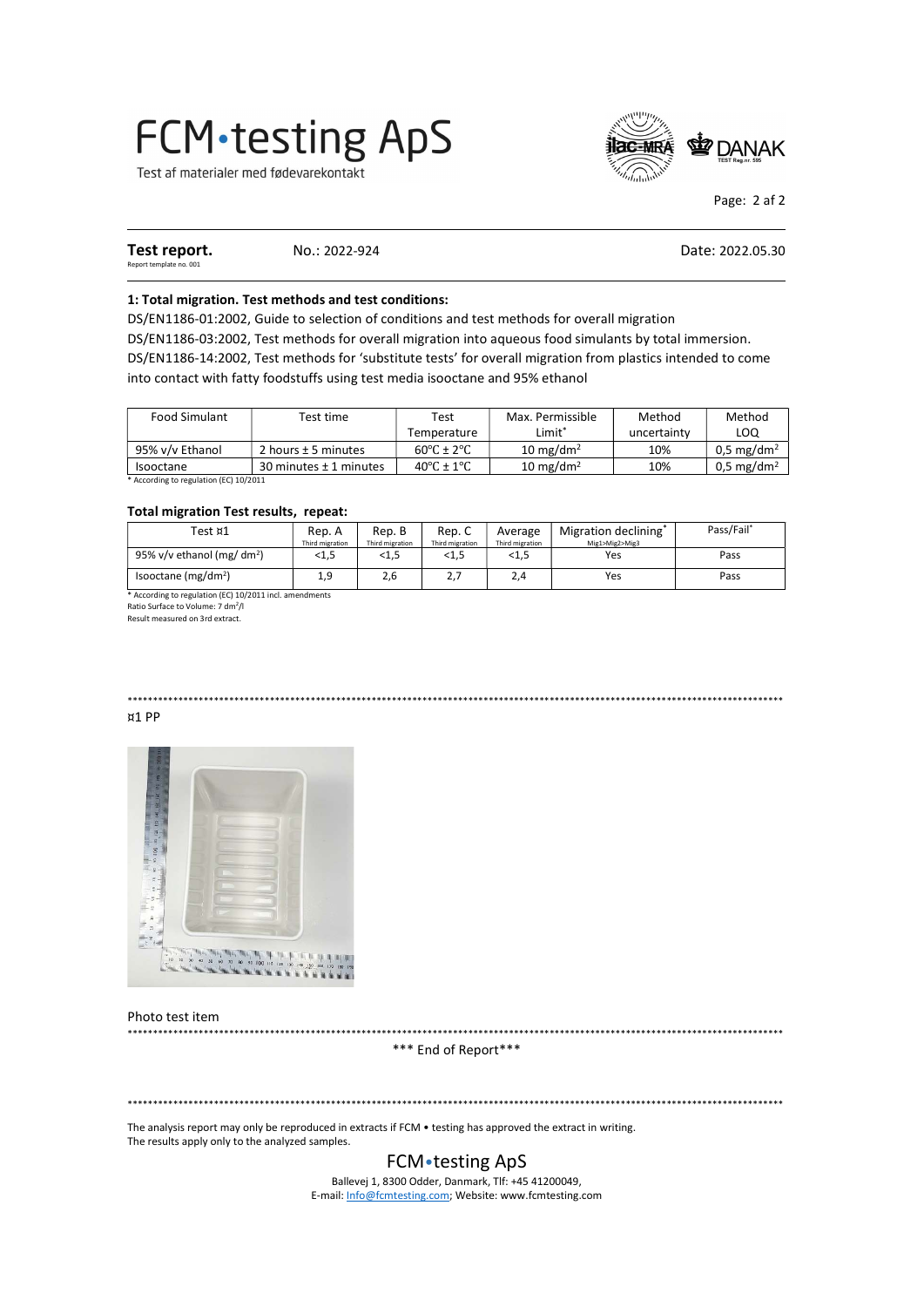**Test report.** No.: 2022-924 Date: 2022.05.30

Report template no. 001

**1: Total migration. Test methods and test conditions:**

DS/EN1186-01:2002, Guide to selection of conditions and test methods for overall migration
DS/EN1186-03:2002, Test methods for overall migration into aqueous food simulants by total immersion.
DS/EN1186-14:2002, Test methods for 'substitute tests' for overall migration from plastics intended to come into contact with fatty foodstuffs using test media isooctane and 95% ethanol

| Food Simulant | Test time | Test Temperature | Max. Permissible Limit* | Method uncertainty | Method LOQ |
|---|---|---|---|---|---|
| 95% v/v Ethanol | 2 hours ± 5 minutes | 60°C ± 2°C | 10 mg/dm$^2$ | 10% | 0,5 mg/dm$^2$ |
| Isooctane | 30 minutes ± 1 minutes | 40°C ± 1°C | 10 mg/dm$^2$ | 10% | 0,5 mg/dm$^2$ |

\* According to regulation (EC) 10/2011

**Total migration Test results, repeat:**

| Test ¤1 | Rep. A Third migration | Rep. B Third migration | Rep. C Third migration | Average Third migration | Migration declining* Mig1>Mig2>Mig3 | Pass/Fail* |
|---|---|---|---|---|---|---|
| 95% v/v ethanol (mg/ dm$^2$) | <1,5 | <1,5 | <1,5 | <1,5 | Yes | Pass |
| Isooctane (mg/dm$^2$) | 1,9 | 2,6 | 2,7 | 2,4 | Yes | Pass |

\* According to regulation (EC) 10/2011 incl. amendments
Ratio Surface to Volume: 7 dm$^2$/l
Result measured on 3rd extract.

---

¤1 PP

Photo test item

---

*** End of Report***

---

The analysis report may only be reproduced in extracts if FCM • testing has approved the extract in writing.
The results apply only to the analyzed samples.

FCM•testing ApS
Ballevej 1, 8300 Odder, Danmark, Tlf: +45 41200049,
E-mail: Info@fcmtesting.com; Website: www.fcmtesting.com